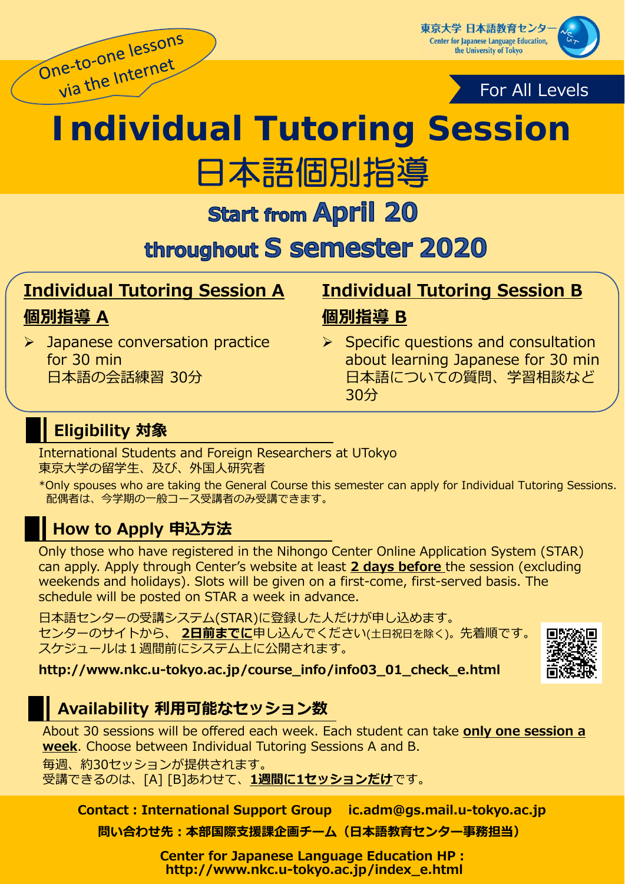One-to-one lessons via the Internet

東京大学 日本語教育センター
Center for Japanese Language Education, the University of Tokyo

For All Levels

# Individual Tutoring Session
# 日本語個別指導

## Start from April 20 throughout S semester 2020

### Individual Tutoring Session A
### 個別指導 A

- Japanese conversation practice for 30 min
  日本語の会話練習 30分

### Individual Tutoring Session B
### 個別指導 B

- Specific questions and consultation about learning Japanese for 30 min
  日本語についての質問、学習相談など30分

## Eligibility 対象

International Students and Foreign Researchers at UTokyo
東京大学の留学生、及び、外国人研究者

*Only spouses who are taking the General Course this semester can apply for Individual Tutoring Sessions.
配偶者は、今学期の一般コース受講者のみ受講できます。

## How to Apply 申込方法

Only those who have registered in the Nihongo Center Online Application System (STAR) can apply. Apply through Center's website at least **2 days before** the session (excluding weekends and holidays). Slots will be given on a first-come, first-served basis. The schedule will be posted on STAR a week in advance.

日本語センターの受講システム(STAR)に登録した人だけが申し込めます。
センターのサイトから、 **2日前までに**申し込んでください(土日祝日を除く)。先着順です。
スケジュールは１週間前にシステム上に公開されます。

**http://www.nkc.u-tokyo.ac.jp/course_info/info03_01_check_e.html**

## Availability 利用可能なセッション数

About 30 sessions will be offered each week. Each student can take **only one session a week**. Choose between Individual Tutoring Sessions A and B.

毎週、約30セッションが提供されます。
受講できるのは、[A] [B]あわせて、**1週間に1セッションだけ**です。

**Contact : International Support Group ic.adm@gs.mail.u-tokyo.ac.jp**

**問い合わせ先：本部国際支援課企画チーム（日本語教育センター事務担当）**

**Center for Japanese Language Education HP :**
**http://www.nkc.u-tokyo.ac.jp/index_e.html**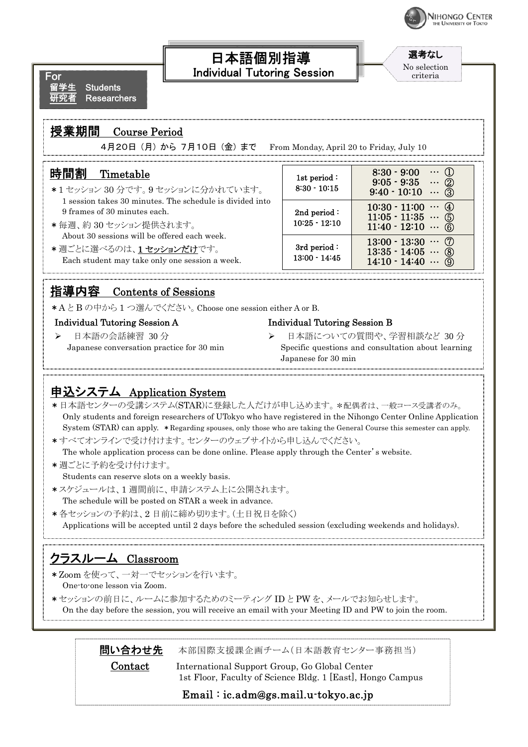# 日本語個別指導
## Individual Tutoring Session

選考なし
No selection criteria

For
留学生 Students
研究者 Researchers

## 授業期間 Course Period

4月20日（月）から 7月10日（金）まで From Monday, April 20 to Friday, July 10

## 時間割 Timetable

＊1 セッション 30 分です。9 セッションに分かれています。
1 session takes 30 minutes. The schedule is divided into 9 frames of 30 minutes each.

＊毎週、約 30 セッション提供されます。
About 30 sessions will be offered each week.

＊週ごとに選べるのは、**1 セッションだけ**です。
Each student may take only one session a week.

| Period | Sessions |
|---|---|
| 1st period：8:30 - 10:15 | 8:30 - 9:00 … ① <br> 9:05 - 9:35 … ② <br> 9:40 - 10:10 … ③ |
| 2nd period：10:25 - 12:10 | 10:30 - 11:00 … ④ <br> 11:05 - 11:35 … ⑤ <br> 11:40 - 12:10 … ⑥ |
| 3rd period：13:00 - 14:45 | 13:00 - 13:30 … ⑦ <br> 13:35 - 14:05 … ⑧ <br> 14:10 - 14:40 … ⑨ |

## 指導内容 Contents of Sessions

＊A と B の中から 1 つ選んでください。Choose one session either A or B.

### Individual Tutoring Session A

- 日本語の会話練習 30 分
  Japanese conversation practice for 30 min

### Individual Tutoring Session B

- 日本語についての質問や、学習相談など 30 分
  Specific questions and consultation about learning Japanese for 30 min

## 申込システム Application System

＊日本語センターの受講システム(STAR)に登録した人だけが申し込めます。＊配偶者は、一般コース受講者のみ。
Only students and foreign researchers of UTokyo who have registered in the Nihongo Center Online Application System (STAR) can apply. ＊Regarding spouses, only those who are taking the General Course this semester can apply.

＊すべてオンラインで受け付けます。センターのウェブサイトから申し込んでください。
The whole application process can be done online. Please apply through the Center's website.

＊週ごとに予約を受け付けます。
Students can reserve slots on a weekly basis.

＊スケジュールは、1 週間前に、申請システム上に公開されます。
The schedule will be posted on STAR a week in advance.

＊各セッションの予約は、2 日前に締め切ります。(土日祝日を除く)
Applications will be accepted until 2 days before the scheduled session (excluding weekends and holidays).

## クラスルーム Classroom

＊Zoom を使って、一対一でセッションを行います。
One-to-one lesson via Zoom.

＊セッションの前日に、ルームに参加するためのミーティング ID と PW を、メールでお知らせします。
On the day before the session, you will receive an email with your Meeting ID and PW to join the room.

---

**問い合わせ先** 本部国際支援課企画チーム（日本語教育センター事務担当）

**Contact** International Support Group, Go Global Center
1st Floor, Faculty of Science Bldg. 1 [East], Hongo Campus

Email：ic.adm@gs.mail.u-tokyo.ac.jp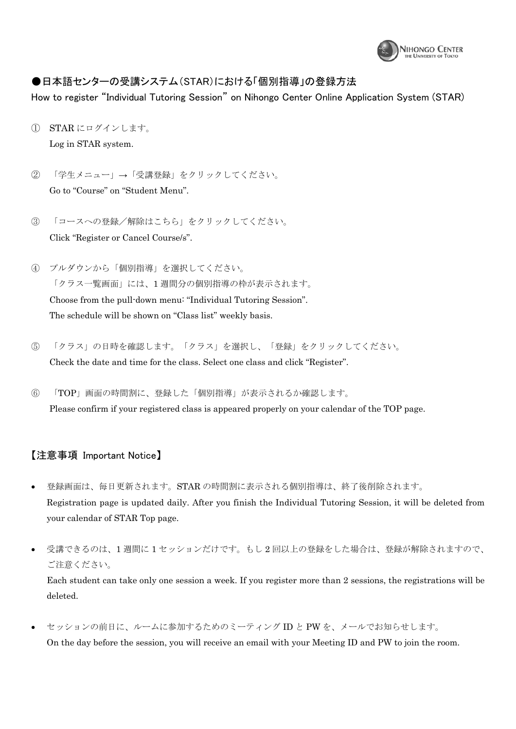## ●日本語センターの受講システム（STAR）における「個別指導」の登録方法

How to register "Individual Tutoring Session" on Nihongo Center Online Application System (STAR)

① STAR にログインします。
Log in STAR system.

② 「学生メニュー」→「受講登録」をクリックしてください。
Go to "Course" on "Student Menu".

③ 「コースへの登録／解除はこちら」をクリックしてください。
Click "Register or Cancel Course/s".

④ プルダウンから「個別指導」を選択してください。
「クラス一覧画面」には、1 週間分の個別指導の枠が表示されます。
Choose from the pull-down menu: "Individual Tutoring Session".
The schedule will be shown on "Class list" weekly basis.

⑤ 「クラス」の日時を確認します。「クラス」を選択し、「登録」をクリックしてください。
Check the date and time for the class. Select one class and click "Register".

⑥ 「TOP」画面の時間割に、登録した「個別指導」が表示されるか確認します。
Please confirm if your registered class is appeared properly on your calendar of the TOP page.

### 【注意事項 Important Notice】

- 登録画面は、毎日更新されます。STAR の時間割に表示される個別指導は、終了後削除されます。
Registration page is updated daily. After you finish the Individual Tutoring Session, it will be deleted from your calendar of STAR Top page.

- 受講できるのは、1 週間に 1 セッションだけです。もし 2 回以上の登録をした場合は、登録が解除されますので、ご注意ください。
Each student can take only one session a week. If you register more than 2 sessions, the registrations will be deleted.

- セッションの前日に、ルームに参加するためのミーティング ID と PW を、メールでお知らせします。
On the day before the session, you will receive an email with your Meeting ID and PW to join the room.